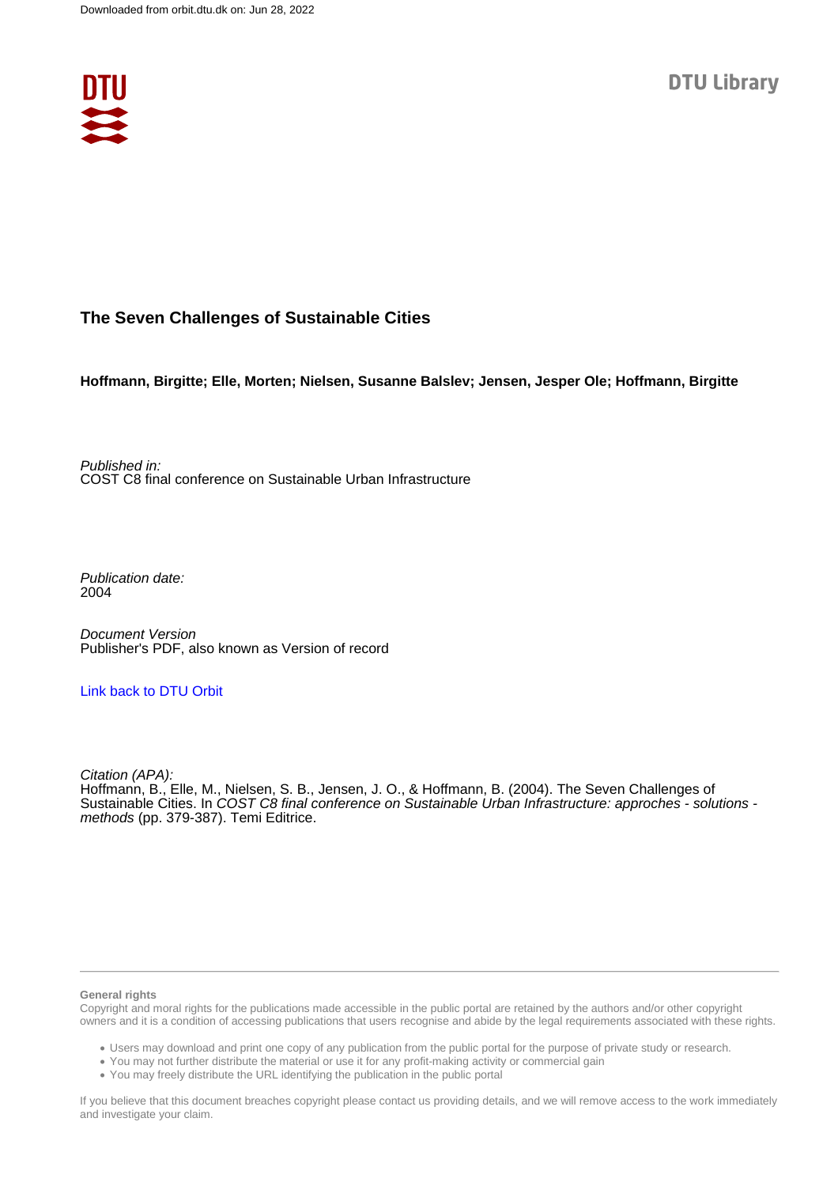Downloaded from orbit.dtu.dk on: Jun 28, 2022

DTU Library

# The Seven Challenges of Sustainable Cities

**Hoffmann, Birgitte; Elle, Morten; Nielsen, Susanne Balslev; Jensen, Jesper Ole; Hoffmann, Birgitte**

*Published in:*
COST C8 final conference on Sustainable Urban Infrastructure

*Publication date:*
2004

*Document Version*
Publisher's PDF, also known as Version of record

Link back to DTU Orbit

*Citation (APA):*
Hoffmann, B., Elle, M., Nielsen, S. B., Jensen, J. O., & Hoffmann, B. (2004). The Seven Challenges of Sustainable Cities. In *COST C8 final conference on Sustainable Urban Infrastructure: approches - solutions - methods* (pp. 379-387). Temi Editrice.

**General rights**

Copyright and moral rights for the publications made accessible in the public portal are retained by the authors and/or other copyright owners and it is a condition of accessing publications that users recognise and abide by the legal requirements associated with these rights.

- Users may download and print one copy of any publication from the public portal for the purpose of private study or research.
- You may not further distribute the material or use it for any profit-making activity or commercial gain
- You may freely distribute the URL identifying the publication in the public portal

If you believe that this document breaches copyright please contact us providing details, and we will remove access to the work immediately and investigate your claim.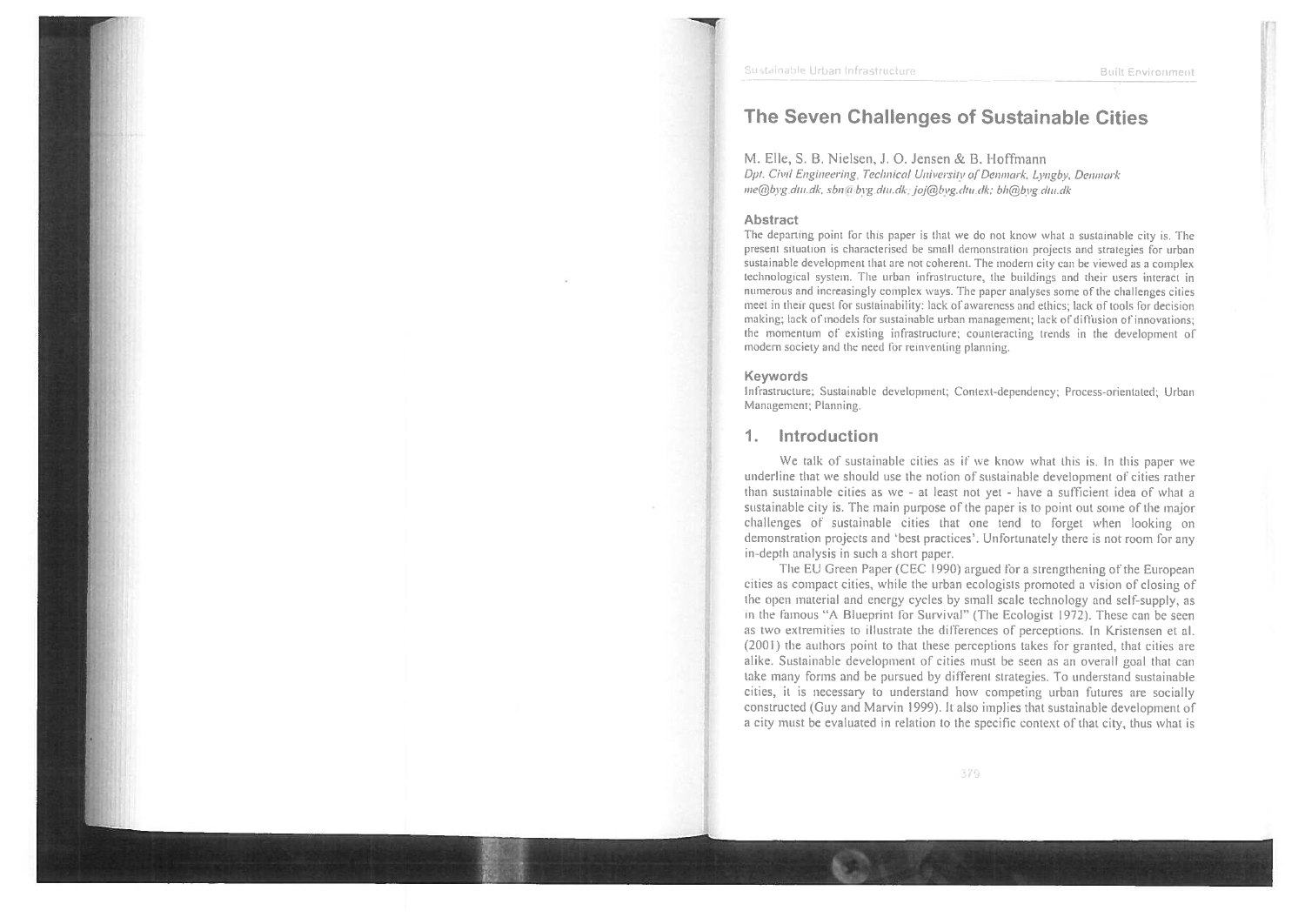# The Seven Challenges of Sustainable Cities

M. Elle, S. B. Nielsen, J. O. Jensen & B. Hoffmann

*Dpt. Civil Engineering, Technical University of Denmark, Lyngby, Denmark*

*me@byg.dtu.dk, sbn@byg.dtu.dk; jof@byg.dtu.dk; bh@byg.dtu.dk*

### Abstract

The departing point for this paper is that we do not know what a sustainable city is. The present situation is characterised be small demonstration projects and strategies for urban sustainable development that are not coherent. The modern city can be viewed as a complex technological system. The urban infrastructure, the buildings and their users interact in numerous and increasingly complex ways. The paper analyses some of the challenges cities meet in their quest for sustainability: lack of awareness and ethics; lack of tools for decision making; lack of models for sustainable urban management; lack of diffusion of innovations; the momentum of existing infrastructure; counteracting trends in the development of modern society and the need for reinventing planning.

### Keywords

Infrastructure; Sustainable development; Context-dependency; Process-orientated; Urban Management; Planning.

## 1. Introduction

We talk of sustainable cities as if we know what this is. In this paper we underline that we should use the notion of sustainable development of cities rather than sustainable cities as we - at least not yet - have a sufficient idea of what a sustainable city is. The main purpose of the paper is to point out some of the major challenges of sustainable cities that one tend to forget when looking on demonstration projects and 'best practices'. Unfortunately there is not room for any in-depth analysis in such a short paper.

The EU Green Paper (CEC 1990) argued for a strengthening of the European cities as compact cities, while the urban ecologists promoted a vision of closing of the open material and energy cycles by small scale technology and self-supply, as in the famous "A Blueprint for Survival" (The Ecologist 1972). These can be seen as two extremities to illustrate the differences of perceptions. In Kristensen et al. (2001) the authors point to that these perceptions takes for granted, that cities are alike. Sustainable development of cities must be seen as an overall goal that can take many forms and be pursued by different strategies. To understand sustainable cities, it is necessary to understand how competing urban futures are socially constructed (Guy and Marvin 1999). It also implies that sustainable development of a city must be evaluated in relation to the specific context of that city, thus what is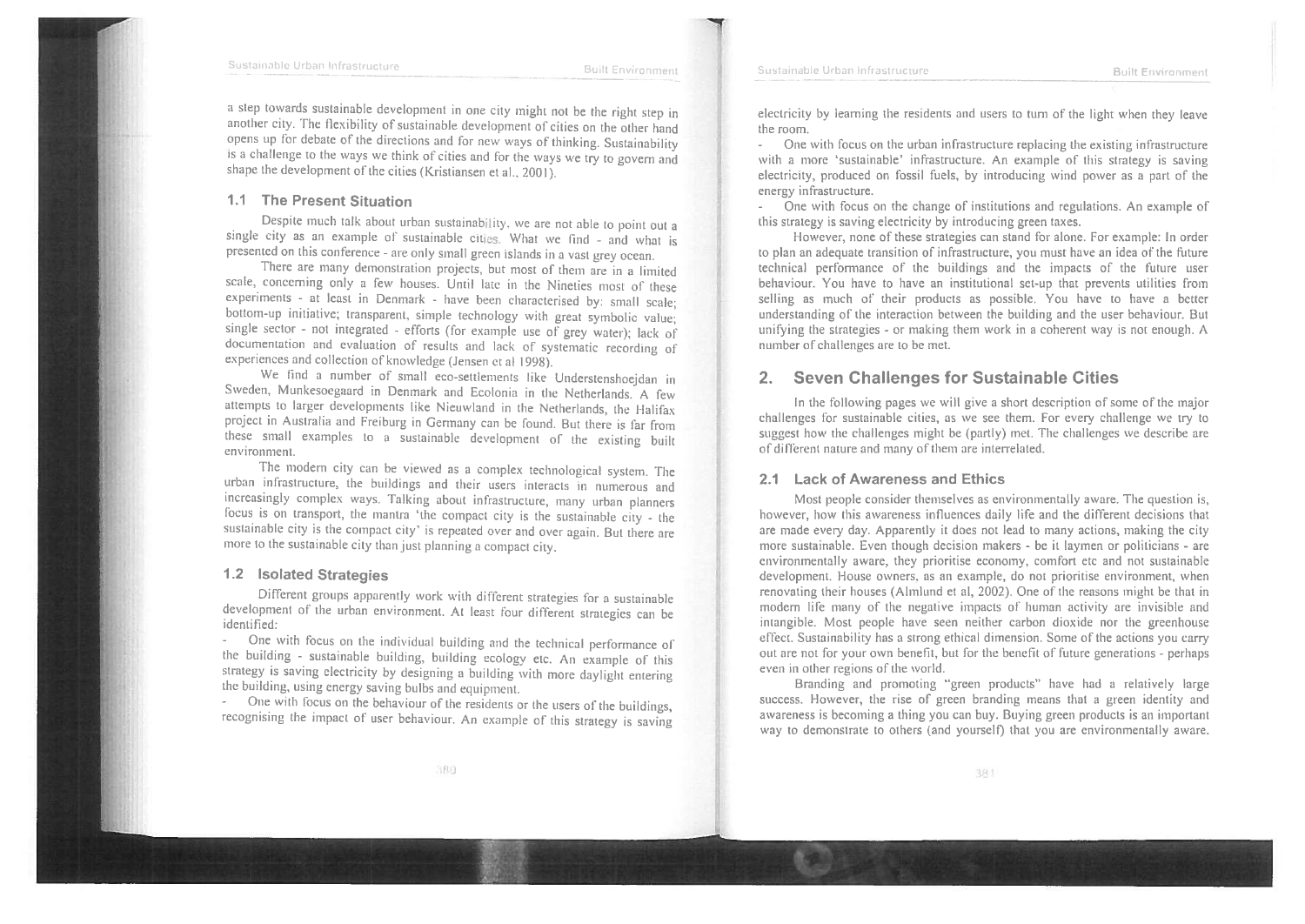a step towards sustainable development in one city might not be the right step in another city. The flexibility of sustainable development of cities on the other hand opens up for debate of the directions and for new ways of thinking. Sustainability is a challenge to the ways we think of cities and for the ways we try to govern and shape the development of the cities (Kristiansen et al., 2001).

## 1.1 The Present Situation

Despite much talk about urban sustainability, we are not able to point out a single city as an example of sustainable cities. What we find - and what is presented on this conference - are only small green islands in a vast grey ocean.

There are many demonstration projects, but most of them are in a limited scale, concerning only a few houses. Until late in the Nineties most of these experiments - at least in Denmark - have been characterised by: small scale; bottom-up initiative; transparent, simple technology with great symbolic value; single sector - not integrated - efforts (for example use of grey water); lack of documentation and evaluation of results and lack of systematic recording of experiences and collection of knowledge (Jensen et al 1998).

We find a number of small eco-settlements like Understenshoejdan in Sweden, Munkesoegaard in Denmark and Ecolonia in the Netherlands. A few attempts to larger developments like Nieuwland in the Netherlands, the Halifax project in Australia and Freiburg in Germany can be found. But there is far from these small examples to a sustainable development of the existing built environment.

The modern city can be viewed as a complex technological system. The urban infrastructure, the buildings and their users interacts in numerous and increasingly complex ways. Talking about infrastructure, many urban planners focus is on transport, the mantra 'the compact city is the sustainable city - the sustainable city is the compact city' is repeated over and over again. But there are more to the sustainable city than just planning a compact city.

## 1.2 Isolated Strategies

Different groups apparently work with different strategies for a sustainable development of the urban environment. At least four different strategies can be identified:

- One with focus on the individual building and the technical performance of the building - sustainable building, building ecology etc. An example of this strategy is saving electricity by designing a building with more daylight entering the building, using energy saving bulbs and equipment.
- One with focus on the behaviour of the residents or the users of the buildings, recognising the impact of user behaviour. An example of this strategy is saving electricity by learning the residents and users to turn of the light when they leave the room.
- One with focus on the urban infrastructure replacing the existing infrastructure with a more 'sustainable' infrastructure. An example of this strategy is saving electricity, produced on fossil fuels, by introducing wind power as a part of the energy infrastructure.
- One with focus on the change of institutions and regulations. An example of this strategy is saving electricity by introducing green taxes.

However, none of these strategies can stand for alone. For example: In order to plan an adequate transition of infrastructure, you must have an idea of the future technical performance of the buildings and the impacts of the future user behaviour. You have to have an institutional set-up that prevents utilities from selling as much of their products as possible. You have to have a better understanding of the interaction between the building and the user behaviour. But unifying the strategies - or making them work in a coherent way is not enough. A number of challenges are to be met.

# 2. Seven Challenges for Sustainable Cities

In the following pages we will give a short description of some of the major challenges for sustainable cities, as we see them. For every challenge we try to suggest how the challenges might be (partly) met. The challenges we describe are of different nature and many of them are interrelated.

## 2.1 Lack of Awareness and Ethics

Most people consider themselves as environmentally aware. The question is, however, how this awareness influences daily life and the different decisions that are made every day. Apparently it does not lead to many actions, making the city more sustainable. Even though decision makers - be it laymen or politicians - are environmentally aware, they prioritise economy, comfort etc and not sustainable development. House owners, as an example, do not prioritise environment, when renovating their houses (Almlund et al, 2002). One of the reasons might be that in modern life many of the negative impacts of human activity are invisible and intangible. Most people have seen neither carbon dioxide nor the greenhouse effect. Sustainability has a strong ethical dimension. Some of the actions you carry out are not for your own benefit, but for the benefit of future generations - perhaps even in other regions of the world.

Branding and promoting "green products" have had a relatively large success. However, the rise of green branding means that a green identity and awareness is becoming a thing you can buy. Buying green products is an important way to demonstrate to others (and yourself) that you are environmentally aware.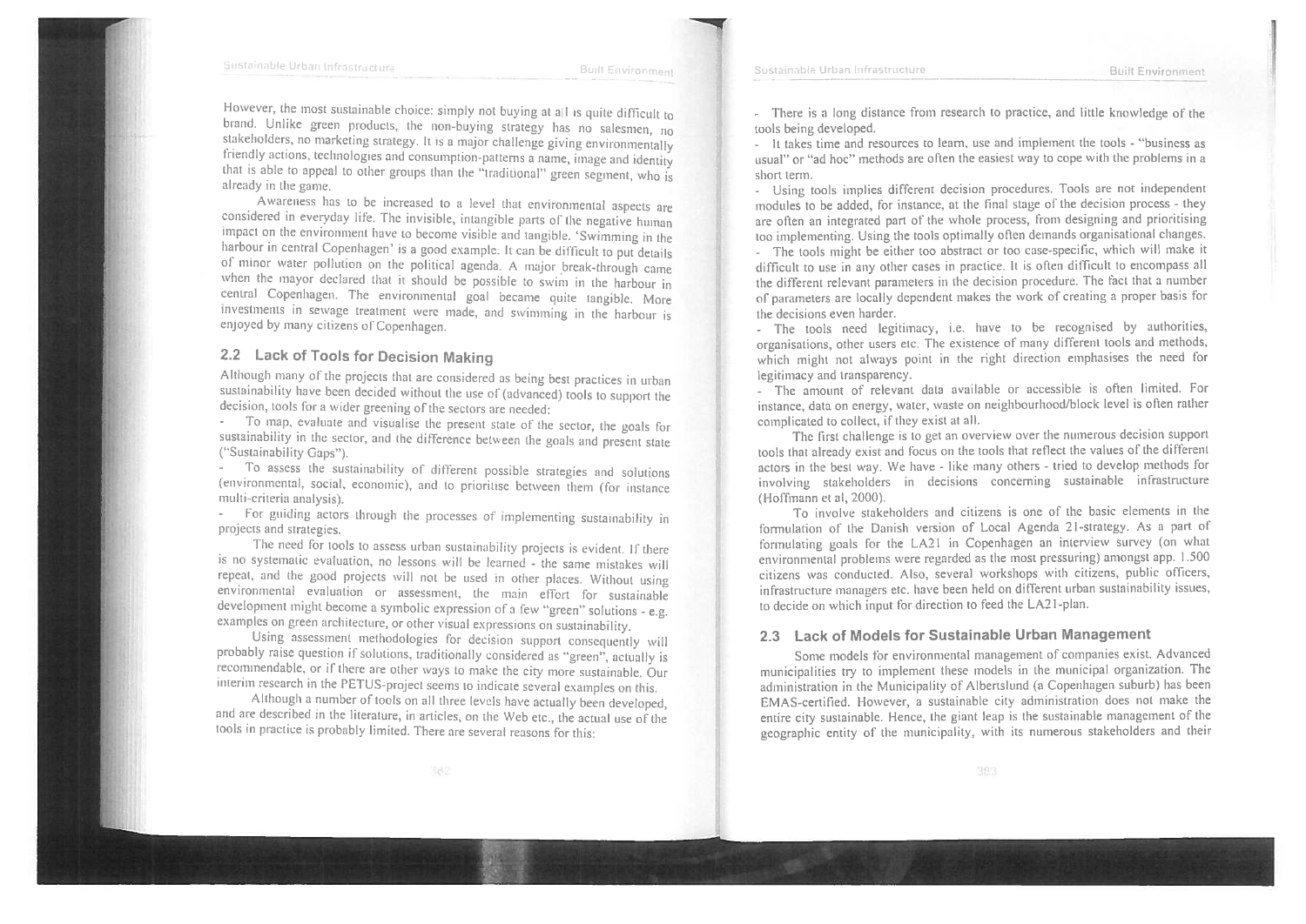However, the most sustainable choice: simply not buying at all is quite difficult to brand. Unlike green products, the non-buying strategy has no salesmen, no stakeholders, no marketing strategy. It is a major challenge giving environmentally friendly actions, technologies and consumption-patterns a name, image and identity that is able to appeal to other groups than the "traditional" green segment, who is already in the game.

Awareness has to be increased to a level that environmental aspects are considered in everyday life. The invisible, intangible parts of the negative human impact on the environment have to become visible and tangible. 'Swimming in the harbour in central Copenhagen' is a good example. It can be difficult to put details of minor water pollution on the political agenda. A major break-through came when the mayor declared that it should be possible to swim in the harbour in central Copenhagen. The environmental goal became quite tangible. More investments in sewage treatment were made, and swimming in the harbour is enjoyed by many citizens of Copenhagen.

## 2.2 Lack of Tools for Decision Making

Although many of the projects that are considered as being best practices in urban sustainability have been decided without the use of (advanced) tools to support the decision, tools for a wider greening of the sectors are needed:

- To map, evaluate and visualise the present state of the sector, the goals for sustainability in the sector, and the difference between the goals and present state ("Sustainability Gaps").
- To assess the sustainability of different possible strategies and solutions (environmental, social, economic), and to prioritise between them (for instance multi-criteria analysis).
- For guiding actors through the processes of implementing sustainability in projects and strategies.

The need for tools to assess urban sustainability projects is evident. If there is no systematic evaluation, no lessons will be learned - the same mistakes will repeat, and the good projects will not be used in other places. Without using environmental evaluation or assessment, the main effort for sustainable development might become a symbolic expression of a few "green" solutions - e.g. examples on green architecture, or other visual expressions on sustainability.

Using assessment methodologies for decision support consequently will probably raise question if solutions, traditionally considered as "green", actually is recommendable, or if there are other ways to make the city more sustainable. Our interim research in the PETUS-project seems to indicate several examples on this.

Although a number of tools on all three levels have actually been developed, and are described in the literature, in articles, on the Web etc., the actual use of the tools in practice is probably limited. There are several reasons for this:

- There is a long distance from research to practice, and little knowledge of the tools being developed.
- It takes time and resources to learn, use and implement the tools - "business as usual" or "ad hoc" methods are often the easiest way to cope with the problems in a short term.
- Using tools implies different decision procedures. Tools are not independent modules to be added, for instance, at the final stage of the decision process - they are often an integrated part of the whole process, from designing and prioritising too implementing. Using the tools optimally often demands organisational changes.
- The tools might be either too abstract or too case-specific, which will make it difficult to use in any other cases in practice. It is often difficult to encompass all the different relevant parameters in the decision procedure. The fact that a number of parameters are locally dependent makes the work of creating a proper basis for the decisions even harder.
- The tools need legitimacy, i.e. have to be recognised by authorities, organisations, other users etc. The existence of many different tools and methods, which might not always point in the right direction emphasises the need for legitimacy and transparency.
- The amount of relevant data available or accessible is often limited. For instance, data on energy, water, waste on neighbourhood/block level is often rather complicated to collect, if they exist at all.

The first challenge is to get an overview over the numerous decision support tools that already exist and focus on the tools that reflect the values of the different actors in the best way. We have - like many others - tried to develop methods for involving stakeholders in decisions concerning sustainable infrastructure (Hoffmann et al, 2000).

To involve stakeholders and citizens is one of the basic elements in the formulation of the Danish version of Local Agenda 21-strategy. As a part of formulating goals for the LA21 in Copenhagen an interview survey (on what environmental problems were regarded as the most pressuring) amongst app. 1.500 citizens was conducted. Also, several workshops with citizens, public officers, infrastructure managers etc. have been held on different urban sustainability issues, to decide on which input for direction to feed the LA21-plan.

## 2.3 Lack of Models for Sustainable Urban Management

Some models for environmental management of companies exist. Advanced municipalities try to implement these models in the municipal organization. The administration in the Municipality of Albertslund (a Copenhagen suburb) has been EMAS-certified. However, a sustainable city administration does not make the entire city sustainable. Hence, the giant leap is the sustainable management of the geographic entity of the municipality, with its numerous stakeholders and their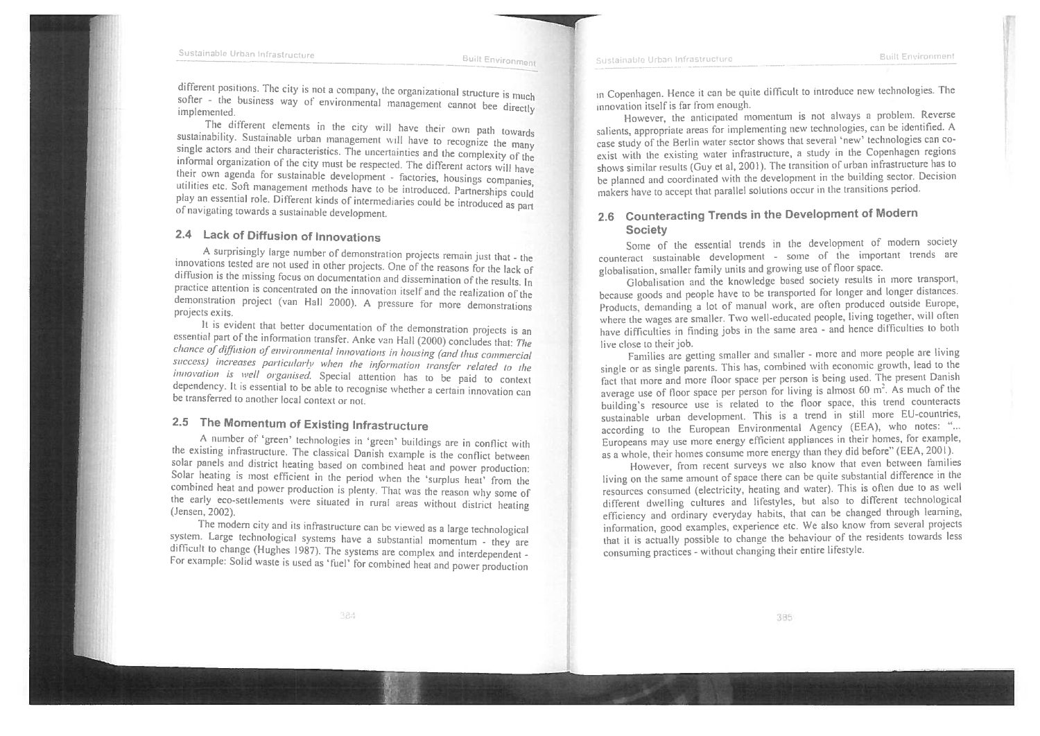different positions. The city is not a company, the organizational structure is much softer - the business way of environmental management cannot bee directly implemented.

The different elements in the city will have their own path towards sustainability. Sustainable urban management will have to recognize the many single actors and their characteristics. The uncertainties and the complexity of the informal organization of the city must be respected. The different actors will have their own agenda for sustainable development - factories, housings companies, utilities etc. Soft management methods have to be introduced. Partnerships could play an essential role. Different kinds of intermediaries could be introduced as part of navigating towards a sustainable development.

## 2.4 Lack of Diffusion of Innovations

A surprisingly large number of demonstration projects remain just that - the innovations tested are not used in other projects. One of the reasons for the lack of diffusion is the missing focus on documentation and dissemination of the results. In practice attention is concentrated on the innovation itself and the realization of the demonstration project (van Hall 2000). A pressure for more demonstrations projects exits.

It is evident that better documentation of the demonstration projects is an essential part of the information transfer. Anke van Hall (2000) concludes that: *The chance of diffusion of environmental innovations in housing (and thus commercial success) increases particularly when the information transfer related to the innovation is well organised.* Special attention has to be paid to context dependency. It is essential to be able to recognise whether a certain innovation can be transferred to another local context or not.

## 2.5 The Momentum of Existing Infrastructure

A number of 'green' technologies in 'green' buildings are in conflict with the existing infrastructure. The classical Danish example is the conflict between solar panels and district heating based on combined heat and power production: Solar heating is most efficient in the period when the 'surplus heat' from the combined heat and power production is plenty. That was the reason why some of the early eco-settlements were situated in rural areas without district heating (Jensen, 2002).

The modern city and its infrastructure can be viewed as a large technological system. Large technological systems have a substantial momentum - they are difficult to change (Hughes 1987). The systems are complex and interdependent - For example: Solid waste is used as 'fuel' for combined heat and power production in Copenhagen. Hence it can be quite difficult to introduce new technologies. The innovation itself is far from enough.

However, the anticipated momentum is not always a problem. Reverse salients, appropriate areas for implementing new technologies, can be identified. A case study of the Berlin water sector shows that several 'new' technologies can co-exist with the existing water infrastructure, a study in the Copenhagen regions shows similar results (Guy et al, 2001). The transition of urban infrastructure has to be planned and coordinated with the development in the building sector. Decision makers have to accept that parallel solutions occur in the transitions period.

## 2.6 Counteracting Trends in the Development of Modern Society

Some of the essential trends in the development of modern society counteract sustainable development - some of the important trends are globalisation, smaller family units and growing use of floor space.

Globalisation and the knowledge based society results in more transport, because goods and people have to be transported for longer and longer distances. Products, demanding a lot of manual work, are often produced outside Europe, where the wages are smaller. Two well-educated people, living together, will often have difficulties in finding jobs in the same area - and hence difficulties to both live close to their job.

Families are getting smaller and smaller - more and more people are living single or as single parents. This has, combined with economic growth, lead to the fact that more and more floor space per person is being used. The present Danish average use of floor space per person for living is almost 60 m$^2$. As much of the building's resource use is related to the floor space, this trend counteracts sustainable urban development. This is a trend in still more EU-countries, according to the European Environmental Agency (EEA), who notes: "... Europeans may use more energy efficient appliances in their homes, for example, as a whole, their homes consume more energy than they did before" (EEA, 2001).

However, from recent surveys we also know that even between families living on the same amount of space there can be quite substantial difference in the resources consumed (electricity, heating and water). This is often due to as well different dwelling cultures and lifestyles, but also to different technological efficiency and ordinary everyday habits, that can be changed through learning, information, good examples, experience etc. We also know from several projects that it is actually possible to change the behaviour of the residents towards less consuming practices - without changing their entire lifestyle.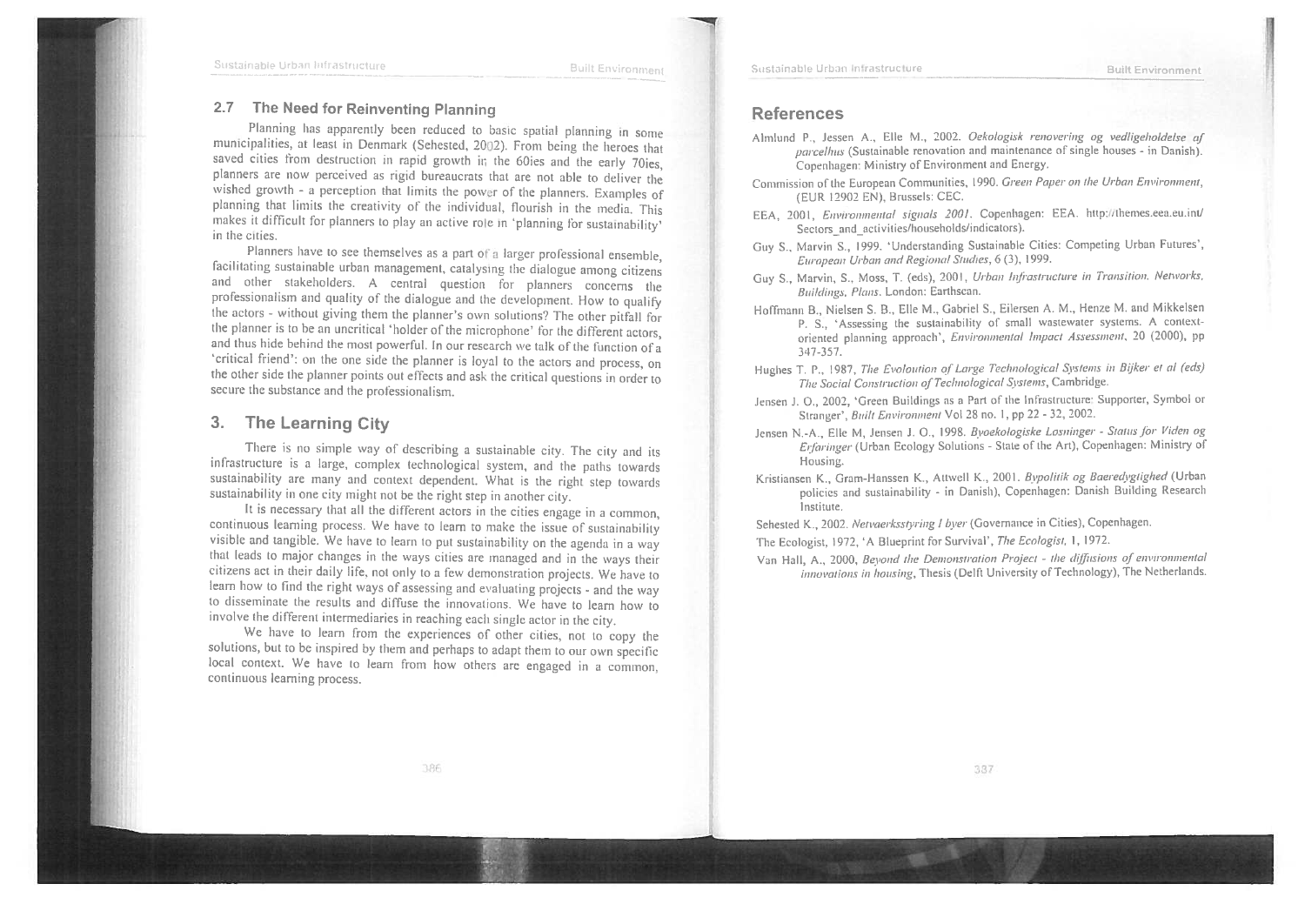## 2.7 The Need for Reinventing Planning

Planning has apparently been reduced to basic spatial planning in some municipalities, at least in Denmark (Sehested, 2002). From being the heroes that saved cities from destruction in rapid growth in the 60ies and the early 70ies, planners are now perceived as rigid bureaucrats that are not able to deliver the wished growth - a perception that limits the power of the planners. Examples of planning that limits the creativity of the individual, flourish in the media. This makes it difficult for planners to play an active role in 'planning for sustainability' in the cities.

Planners have to see themselves as a part of a larger professional ensemble, facilitating sustainable urban management, catalysing the dialogue among citizens and other stakeholders. A central question for planners concerns the professionalism and quality of the dialogue and the development. How to qualify the actors - without giving them the planner's own solutions? The other pitfall for the planner is to be an uncritical 'holder of the microphone' for the different actors, and thus hide behind the most powerful. In our research we talk of the function of a 'critical friend': on the one side the planner is loyal to the actors and process, on the other side the planner points out effects and ask the critical questions in order to secure the substance and the professionalism.

# 3. The Learning City

There is no simple way of describing a sustainable city. The city and its infrastructure is a large, complex technological system, and the paths towards sustainability are many and context dependent. What is the right step towards sustainability in one city might not be the right step in another city.

It is necessary that all the different actors in the cities engage in a common, continuous learning process. We have to learn to make the issue of sustainability visible and tangible. We have to learn to put sustainability on the agenda in a way that leads to major changes in the ways cities are managed and in the ways their citizens act in their daily life, not only to a few demonstration projects. We have to learn how to find the right ways of assessing and evaluating projects - and the way to disseminate the results and diffuse the innovations. We have to learn how to involve the different intermediaries in reaching each single actor in the city.

We have to learn from the experiences of other cities, not to copy the solutions, but to be inspired by them and perhaps to adapt them to our own specific local context. We have to learn from how others are engaged in a common, continuous learning process.

# References

Almlund P., Jessen A., Elle M., 2002. *Oekologisk renovering og vedligeholdelse af parcelhus* (Sustainable renovation and maintenance of single houses - in Danish). Copenhagen: Ministry of Environment and Energy.

Commission of the European Communities, 1990. *Green Paper on the Urban Environment*, (EUR 12902 EN), Brussels: CEC.

EEA, 2001, *Environmental signals 2001*. Copenhagen: EEA. http://themes.eea.eu.int/Sectors_and_activities/households/indicators).

Guy S., Marvin S., 1999. 'Understanding Sustainable Cities: Competing Urban Futures', *European Urban and Regional Studies*, 6 (3), 1999.

Guy S., Marvin, S., Moss, T. (eds), 2001, *Urban Infrastructure in Transition. Networks, Buildings, Plans*. London: Earthscan.

Hoffmann B., Nielsen S. B., Elle M., Gabriel S., Eilersen A. M., Henze M. and Mikkelsen P. S., 'Assessing the sustainability of small wastewater systems. A context-oriented planning approach', *Environmental Impact Assessment*, 20 (2000), pp 347-357.

Hughes T. P., 1987, *The Evoloution of Large Technological Systems in Bijker et al (eds) The Social Construction of Technological Systems*, Cambridge.

Jensen J. O., 2002, 'Green Buildings as a Part of the Infrastructure: Supporter, Symbol or Stranger', *Built Environment* Vol 28 no. 1, pp 22 - 32, 2002.

Jensen N.-A., Elle M, Jensen J. O., 1998. *Byoekologiske Losninger - Status for Viden og Erfaringer* (Urban Ecology Solutions - State of the Art), Copenhagen: Ministry of Housing.

Kristiansen K., Gram-Hanssen K., Attwell K., 2001. *Bypolitik og Baeredygtighed* (Urban policies and sustainability - in Danish), Copenhagen: Danish Building Research Institute.

Sehested K., 2002. *Netvaerksstyring I byer* (Governance in Cities), Copenhagen.

The Ecologist, 1972, 'A Blueprint for Survival', *The Ecologist*, 1, 1972.

Van Hall, A., 2000, *Beyond the Demonstration Project - the diffusions of environmental innovations in housing*, Thesis (Delft University of Technology), The Netherlands.